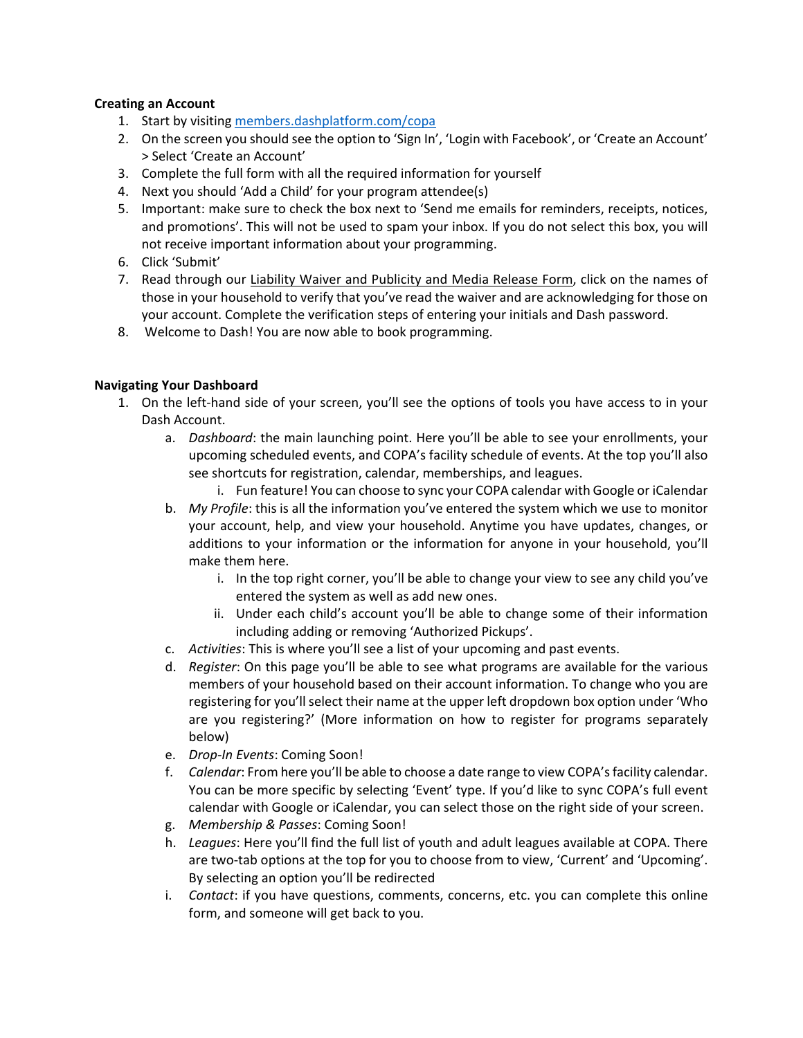**Creating an Account**

1. Start by visiting [members.dashplatform.com/copa](members.dashplatform.com/copa)
2. On the screen you should see the option to 'Sign In', 'Login with Facebook', or 'Create an Account' > Select 'Create an Account'
3. Complete the full form with all the required information for yourself
4. Next you should 'Add a Child' for your program attendee(s)
5. Important: make sure to check the box next to 'Send me emails for reminders, receipts, notices, and promotions'. This will not be used to spam your inbox. If you do not select this box, you will not receive important information about your programming.
6. Click 'Submit'
7. Read through our Liability Waiver and Publicity and Media Release Form, click on the names of those in your household to verify that you've read the waiver and are acknowledging for those on your account. Complete the verification steps of entering your initials and Dash password.
8. Welcome to Dash! You are now able to book programming.

**Navigating Your Dashboard**

1. On the left-hand side of your screen, you'll see the options of tools you have access to in your Dash Account.
   a. *Dashboard*: the main launching point. Here you'll be able to see your enrollments, your upcoming scheduled events, and COPA's facility schedule of events. At the top you'll also see shortcuts for registration, calendar, memberships, and leagues.
      i. Fun feature! You can choose to sync your COPA calendar with Google or iCalendar
   b. *My Profile*: this is all the information you've entered the system which we use to monitor your account, help, and view your household. Anytime you have updates, changes, or additions to your information or the information for anyone in your household, you'll make them here.
      i. In the top right corner, you'll be able to change your view to see any child you've entered the system as well as add new ones.
      ii. Under each child's account you'll be able to change some of their information including adding or removing 'Authorized Pickups'.
   c. *Activities*: This is where you'll see a list of your upcoming and past events.
   d. *Register*: On this page you'll be able to see what programs are available for the various members of your household based on their account information. To change who you are registering for you'll select their name at the upper left dropdown box option under 'Who are you registering?' (More information on how to register for programs separately below)
   e. *Drop-In Events*: Coming Soon!
   f. *Calendar*: From here you'll be able to choose a date range to view COPA's facility calendar. You can be more specific by selecting 'Event' type. If you'd like to sync COPA's full event calendar with Google or iCalendar, you can select those on the right side of your screen.
   g. *Membership & Passes*: Coming Soon!
   h. *Leagues*: Here you'll find the full list of youth and adult leagues available at COPA. There are two-tab options at the top for you to choose from to view, 'Current' and 'Upcoming'. By selecting an option you'll be redirected
   i. *Contact*: if you have questions, comments, concerns, etc. you can complete this online form, and someone will get back to you.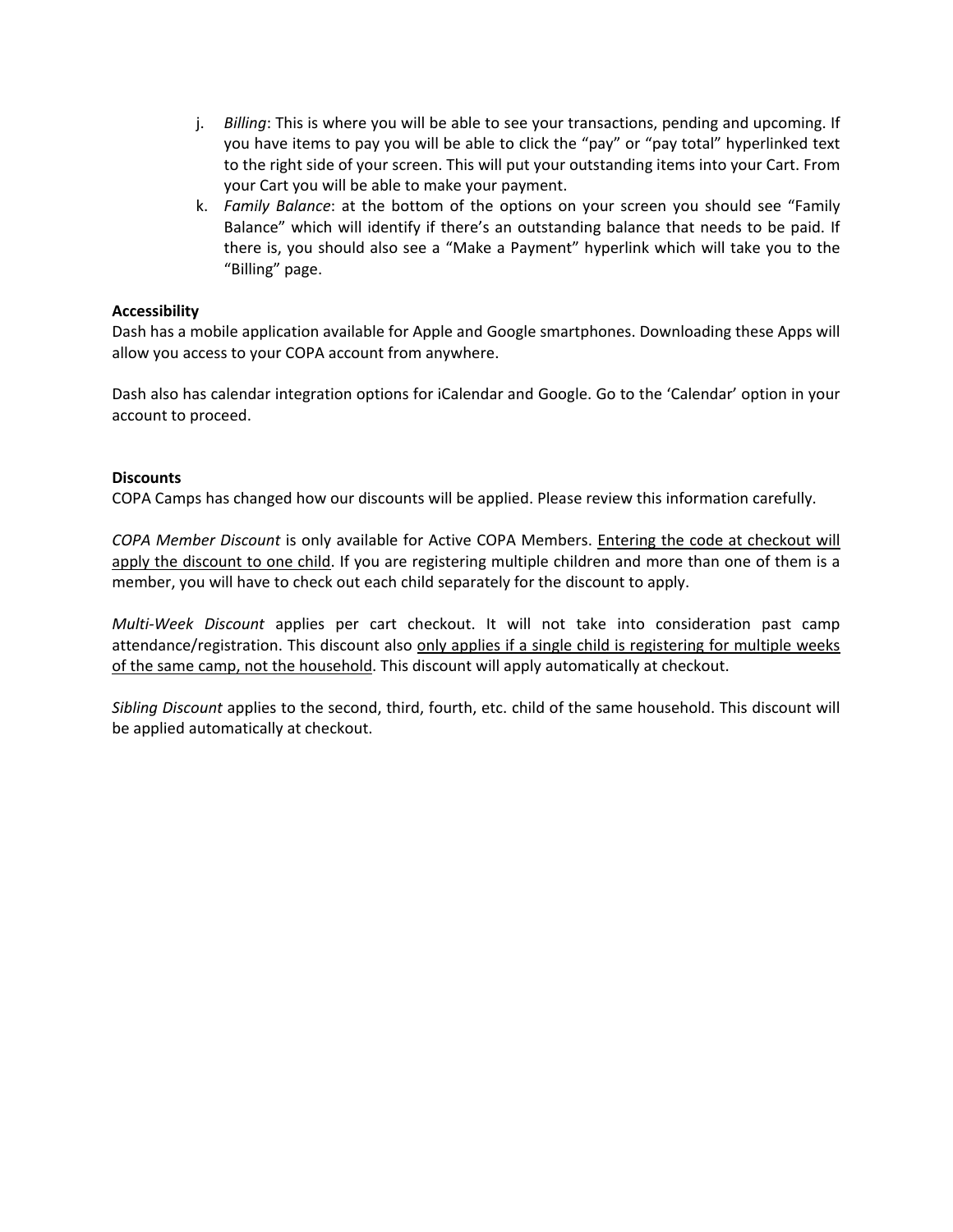j. *Billing*: This is where you will be able to see your transactions, pending and upcoming. If you have items to pay you will be able to click the "pay" or "pay total" hyperlinked text to the right side of your screen. This will put your outstanding items into your Cart. From your Cart you will be able to make your payment.
k. *Family Balance*: at the bottom of the options on your screen you should see "Family Balance" which will identify if there's an outstanding balance that needs to be paid. If there is, you should also see a "Make a Payment" hyperlink which will take you to the "Billing" page.

**Accessibility**

Dash has a mobile application available for Apple and Google smartphones. Downloading these Apps will allow you access to your COPA account from anywhere.

Dash also has calendar integration options for iCalendar and Google. Go to the 'Calendar' option in your account to proceed.

**Discounts**

COPA Camps has changed how our discounts will be applied. Please review this information carefully.

*COPA Member Discount* is only available for Active COPA Members. <u>Entering the code at checkout will apply the discount to one child</u>. If you are registering multiple children and more than one of them is a member, you will have to check out each child separately for the discount to apply.

*Multi-Week Discount* applies per cart checkout. It will not take into consideration past camp attendance/registration. This discount also <u>only applies if a single child is registering for multiple weeks of the same camp, not the household</u>. This discount will apply automatically at checkout.

*Sibling Discount* applies to the second, third, fourth, etc. child of the same household. This discount will be applied automatically at checkout.